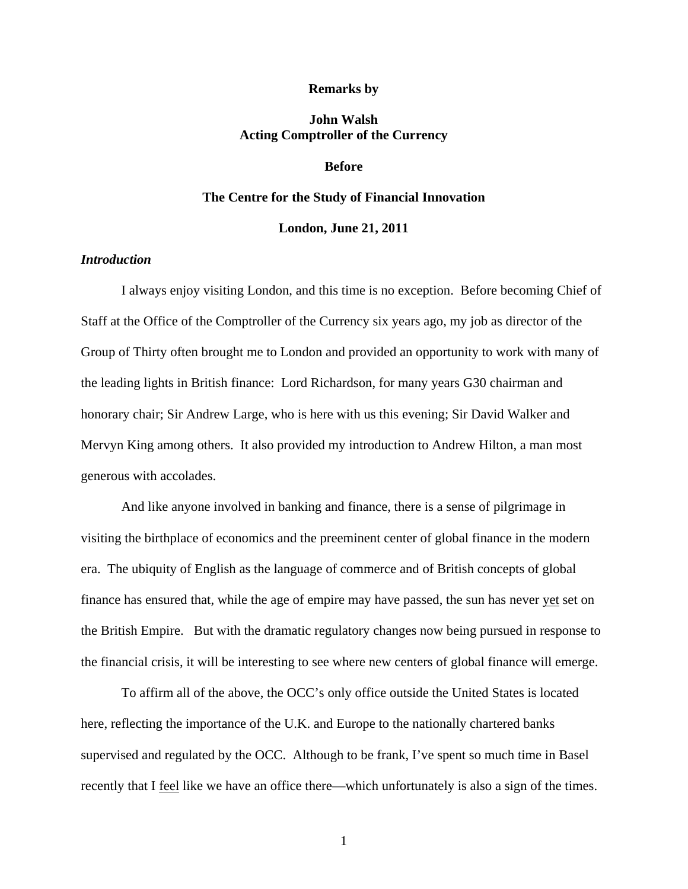**Remarks by**

**John Walsh**
**Acting Comptroller of the Currency**

**Before**

**The Centre for the Study of Financial Innovation**

**London, June 21, 2011**

***Introduction***

I always enjoy visiting London, and this time is no exception. Before becoming Chief of Staff at the Office of the Comptroller of the Currency six years ago, my job as director of the Group of Thirty often brought me to London and provided an opportunity to work with many of the leading lights in British finance: Lord Richardson, for many years G30 chairman and honorary chair; Sir Andrew Large, who is here with us this evening; Sir David Walker and Mervyn King among others. It also provided my introduction to Andrew Hilton, a man most generous with accolades.

And like anyone involved in banking and finance, there is a sense of pilgrimage in visiting the birthplace of economics and the preeminent center of global finance in the modern era. The ubiquity of English as the language of commerce and of British concepts of global finance has ensured that, while the age of empire may have passed, the sun has never yet set on the British Empire. But with the dramatic regulatory changes now being pursued in response to the financial crisis, it will be interesting to see where new centers of global finance will emerge.

To affirm all of the above, the OCC's only office outside the United States is located here, reflecting the importance of the U.K. and Europe to the nationally chartered banks supervised and regulated by the OCC. Although to be frank, I've spent so much time in Basel recently that I feel like we have an office there—which unfortunately is also a sign of the times.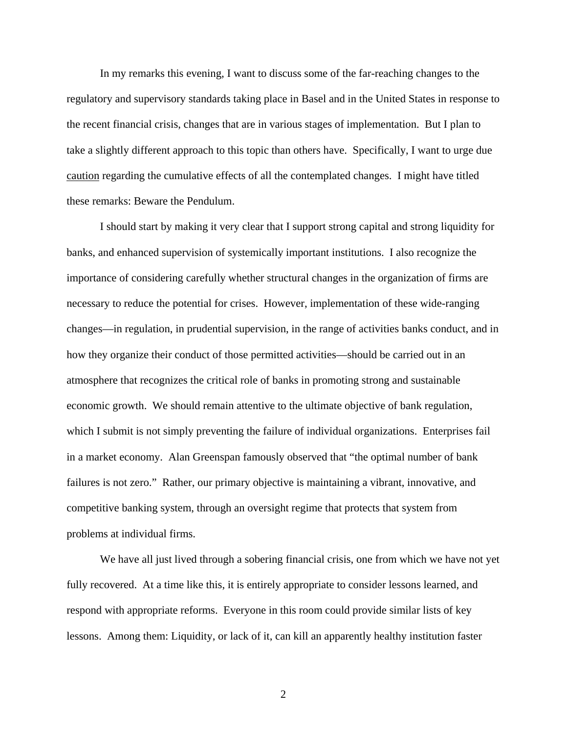In my remarks this evening, I want to discuss some of the far-reaching changes to the regulatory and supervisory standards taking place in Basel and in the United States in response to the recent financial crisis, changes that are in various stages of implementation. But I plan to take a slightly different approach to this topic than others have. Specifically, I want to urge due caution regarding the cumulative effects of all the contemplated changes. I might have titled these remarks: Beware the Pendulum.

I should start by making it very clear that I support strong capital and strong liquidity for banks, and enhanced supervision of systemically important institutions. I also recognize the importance of considering carefully whether structural changes in the organization of firms are necessary to reduce the potential for crises. However, implementation of these wide-ranging changes—in regulation, in prudential supervision, in the range of activities banks conduct, and in how they organize their conduct of those permitted activities—should be carried out in an atmosphere that recognizes the critical role of banks in promoting strong and sustainable economic growth. We should remain attentive to the ultimate objective of bank regulation, which I submit is not simply preventing the failure of individual organizations. Enterprises fail in a market economy. Alan Greenspan famously observed that "the optimal number of bank failures is not zero." Rather, our primary objective is maintaining a vibrant, innovative, and competitive banking system, through an oversight regime that protects that system from problems at individual firms.

We have all just lived through a sobering financial crisis, one from which we have not yet fully recovered. At a time like this, it is entirely appropriate to consider lessons learned, and respond with appropriate reforms. Everyone in this room could provide similar lists of key lessons. Among them: Liquidity, or lack of it, can kill an apparently healthy institution faster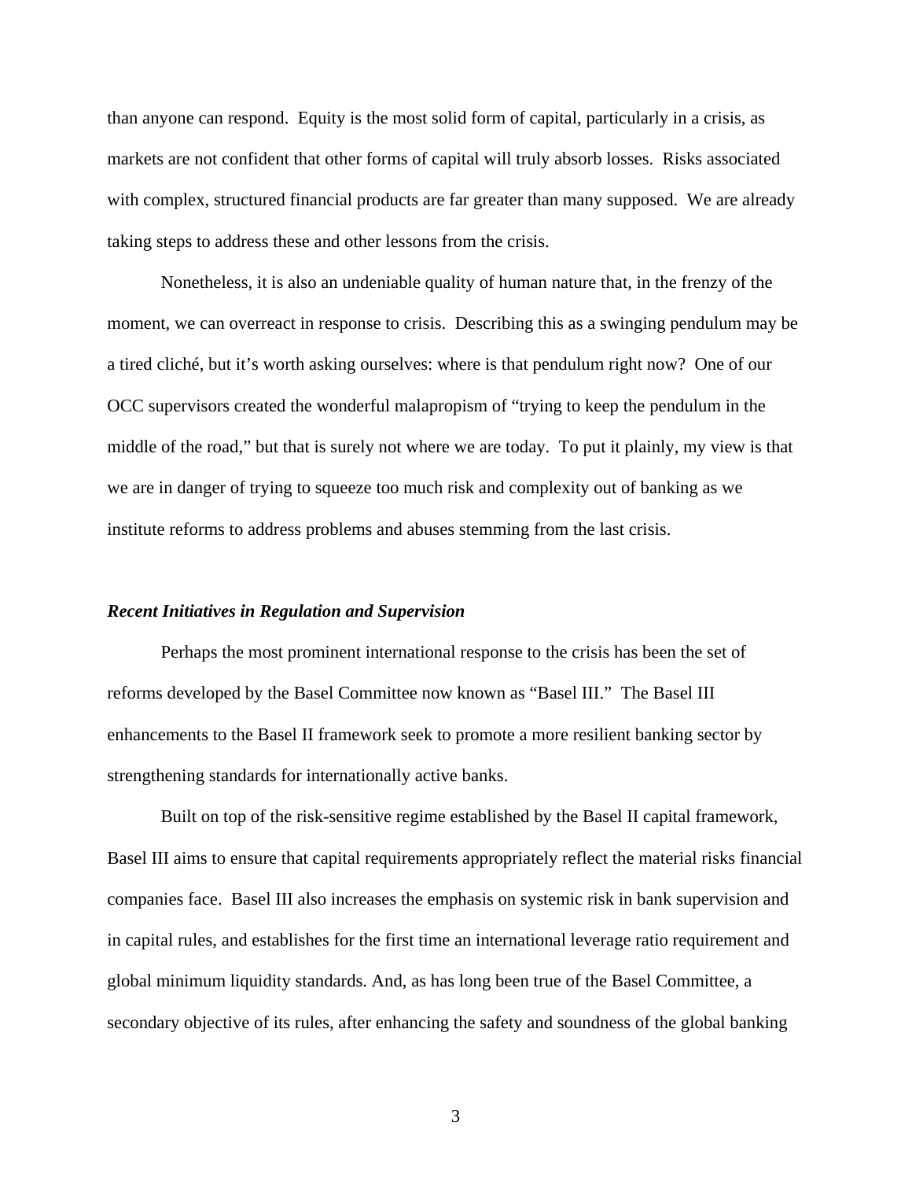than anyone can respond. Equity is the most solid form of capital, particularly in a crisis, as markets are not confident that other forms of capital will truly absorb losses. Risks associated with complex, structured financial products are far greater than many supposed. We are already taking steps to address these and other lessons from the crisis.

Nonetheless, it is also an undeniable quality of human nature that, in the frenzy of the moment, we can overreact in response to crisis. Describing this as a swinging pendulum may be a tired cliché, but it's worth asking ourselves: where is that pendulum right now? One of our OCC supervisors created the wonderful malapropism of "trying to keep the pendulum in the middle of the road," but that is surely not where we are today. To put it plainly, my view is that we are in danger of trying to squeeze too much risk and complexity out of banking as we institute reforms to address problems and abuses stemming from the last crisis.

### ***Recent Initiatives in Regulation and Supervision***

Perhaps the most prominent international response to the crisis has been the set of reforms developed by the Basel Committee now known as "Basel III." The Basel III enhancements to the Basel II framework seek to promote a more resilient banking sector by strengthening standards for internationally active banks.

Built on top of the risk-sensitive regime established by the Basel II capital framework, Basel III aims to ensure that capital requirements appropriately reflect the material risks financial companies face. Basel III also increases the emphasis on systemic risk in bank supervision and in capital rules, and establishes for the first time an international leverage ratio requirement and global minimum liquidity standards. And, as has long been true of the Basel Committee, a secondary objective of its rules, after enhancing the safety and soundness of the global banking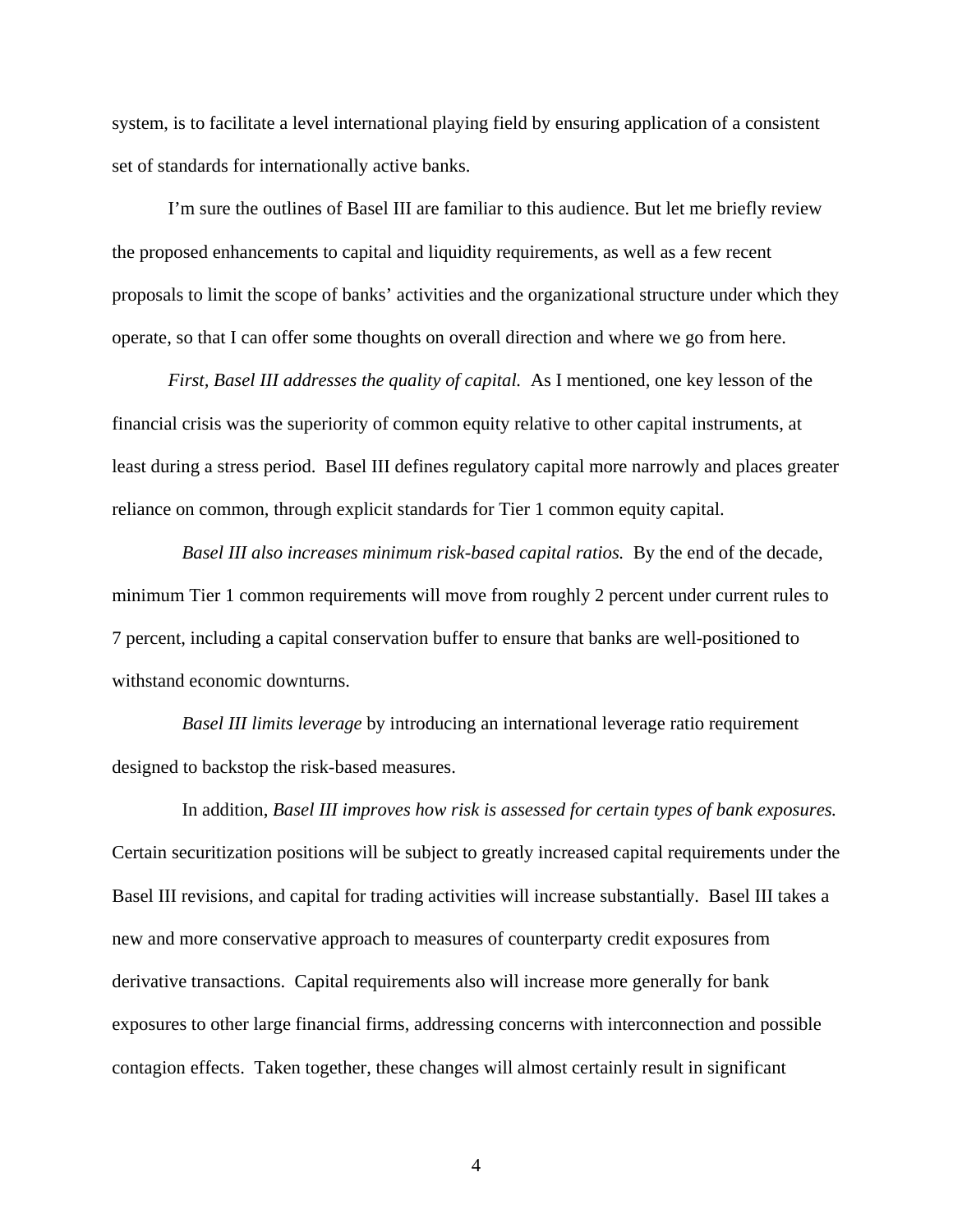system, is to facilitate a level international playing field by ensuring application of a consistent set of standards for internationally active banks.

I'm sure the outlines of Basel III are familiar to this audience. But let me briefly review the proposed enhancements to capital and liquidity requirements, as well as a few recent proposals to limit the scope of banks' activities and the organizational structure under which they operate, so that I can offer some thoughts on overall direction and where we go from here.

*First, Basel III addresses the quality of capital.* As I mentioned, one key lesson of the financial crisis was the superiority of common equity relative to other capital instruments, at least during a stress period. Basel III defines regulatory capital more narrowly and places greater reliance on common, through explicit standards for Tier 1 common equity capital.

*Basel III also increases minimum risk-based capital ratios.* By the end of the decade, minimum Tier 1 common requirements will move from roughly 2 percent under current rules to 7 percent, including a capital conservation buffer to ensure that banks are well-positioned to withstand economic downturns.

*Basel III limits leverage* by introducing an international leverage ratio requirement designed to backstop the risk-based measures.

In addition, *Basel III improves how risk is assessed for certain types of bank exposures.* Certain securitization positions will be subject to greatly increased capital requirements under the Basel III revisions, and capital for trading activities will increase substantially. Basel III takes a new and more conservative approach to measures of counterparty credit exposures from derivative transactions. Capital requirements also will increase more generally for bank exposures to other large financial firms, addressing concerns with interconnection and possible contagion effects. Taken together, these changes will almost certainly result in significant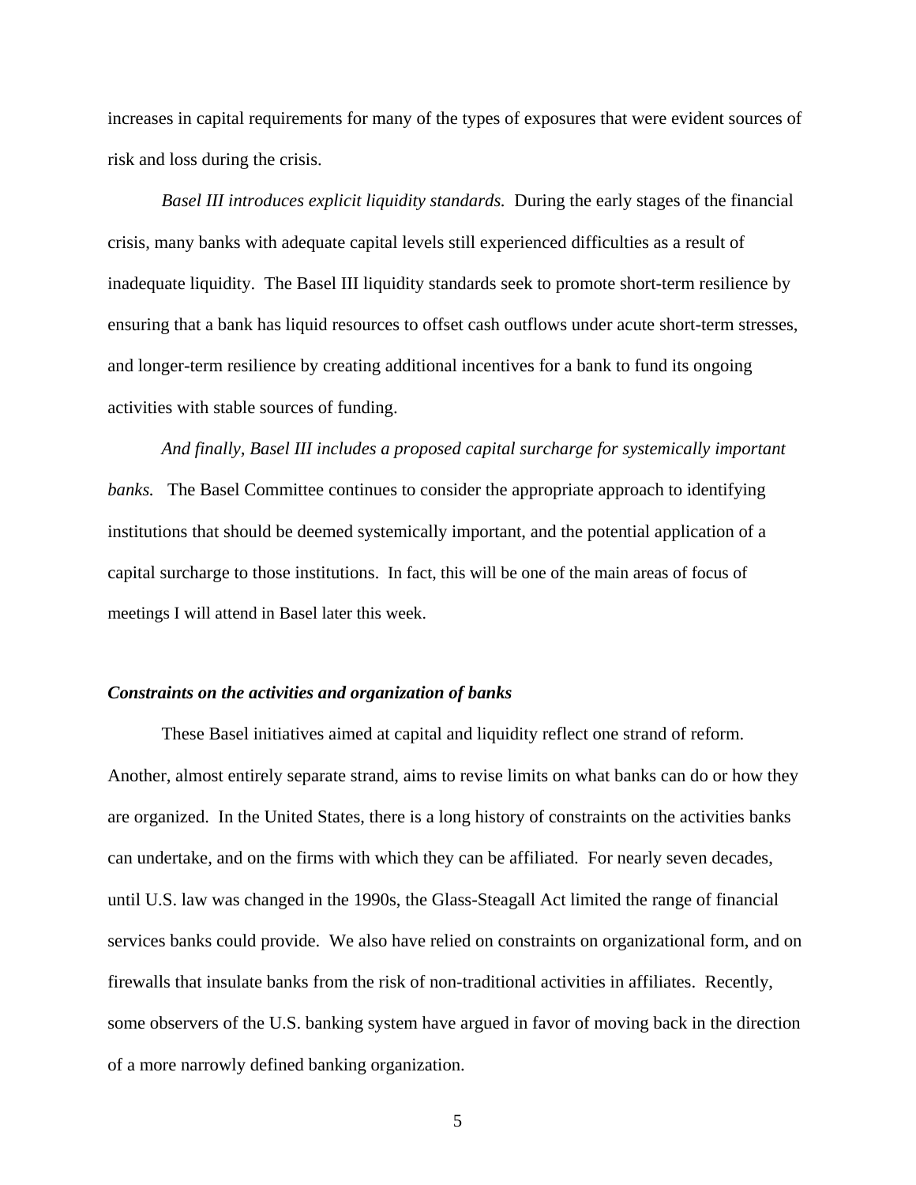increases in capital requirements for many of the types of exposures that were evident sources of risk and loss during the crisis.

*Basel III introduces explicit liquidity standards.* During the early stages of the financial crisis, many banks with adequate capital levels still experienced difficulties as a result of inadequate liquidity. The Basel III liquidity standards seek to promote short-term resilience by ensuring that a bank has liquid resources to offset cash outflows under acute short-term stresses, and longer-term resilience by creating additional incentives for a bank to fund its ongoing activities with stable sources of funding.

*And finally, Basel III includes a proposed capital surcharge for systemically important banks.* The Basel Committee continues to consider the appropriate approach to identifying institutions that should be deemed systemically important, and the potential application of a capital surcharge to those institutions. In fact, this will be one of the main areas of focus of meetings I will attend in Basel later this week.

***Constraints on the activities and organization of banks***

These Basel initiatives aimed at capital and liquidity reflect one strand of reform. Another, almost entirely separate strand, aims to revise limits on what banks can do or how they are organized. In the United States, there is a long history of constraints on the activities banks can undertake, and on the firms with which they can be affiliated. For nearly seven decades, until U.S. law was changed in the 1990s, the Glass-Steagall Act limited the range of financial services banks could provide. We also have relied on constraints on organizational form, and on firewalls that insulate banks from the risk of non-traditional activities in affiliates. Recently, some observers of the U.S. banking system have argued in favor of moving back in the direction of a more narrowly defined banking organization.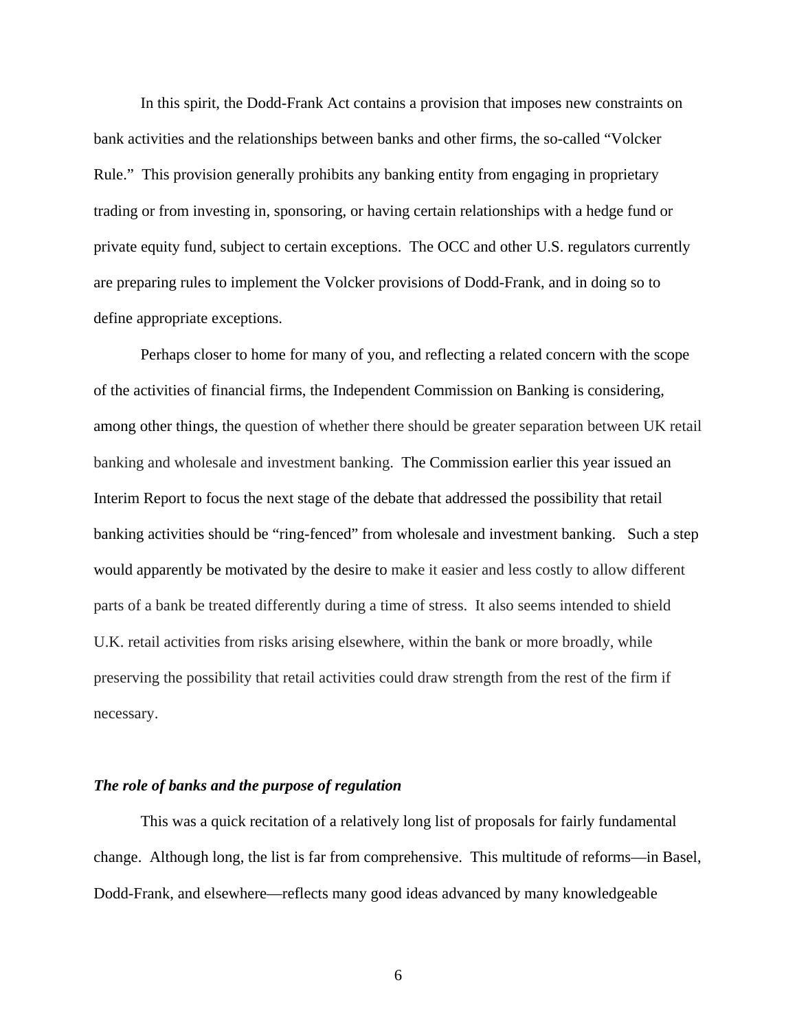In this spirit, the Dodd-Frank Act contains a provision that imposes new constraints on bank activities and the relationships between banks and other firms, the so-called "Volcker Rule." This provision generally prohibits any banking entity from engaging in proprietary trading or from investing in, sponsoring, or having certain relationships with a hedge fund or private equity fund, subject to certain exceptions. The OCC and other U.S. regulators currently are preparing rules to implement the Volcker provisions of Dodd-Frank, and in doing so to define appropriate exceptions.

Perhaps closer to home for many of you, and reflecting a related concern with the scope of the activities of financial firms, the Independent Commission on Banking is considering, among other things, the question of whether there should be greater separation between UK retail banking and wholesale and investment banking. The Commission earlier this year issued an Interim Report to focus the next stage of the debate that addressed the possibility that retail banking activities should be "ring-fenced" from wholesale and investment banking. Such a step would apparently be motivated by the desire to make it easier and less costly to allow different parts of a bank be treated differently during a time of stress. It also seems intended to shield U.K. retail activities from risks arising elsewhere, within the bank or more broadly, while preserving the possibility that retail activities could draw strength from the rest of the firm if necessary.

### *The role of banks and the purpose of regulation*

This was a quick recitation of a relatively long list of proposals for fairly fundamental change. Although long, the list is far from comprehensive. This multitude of reforms—in Basel, Dodd-Frank, and elsewhere—reflects many good ideas advanced by many knowledgeable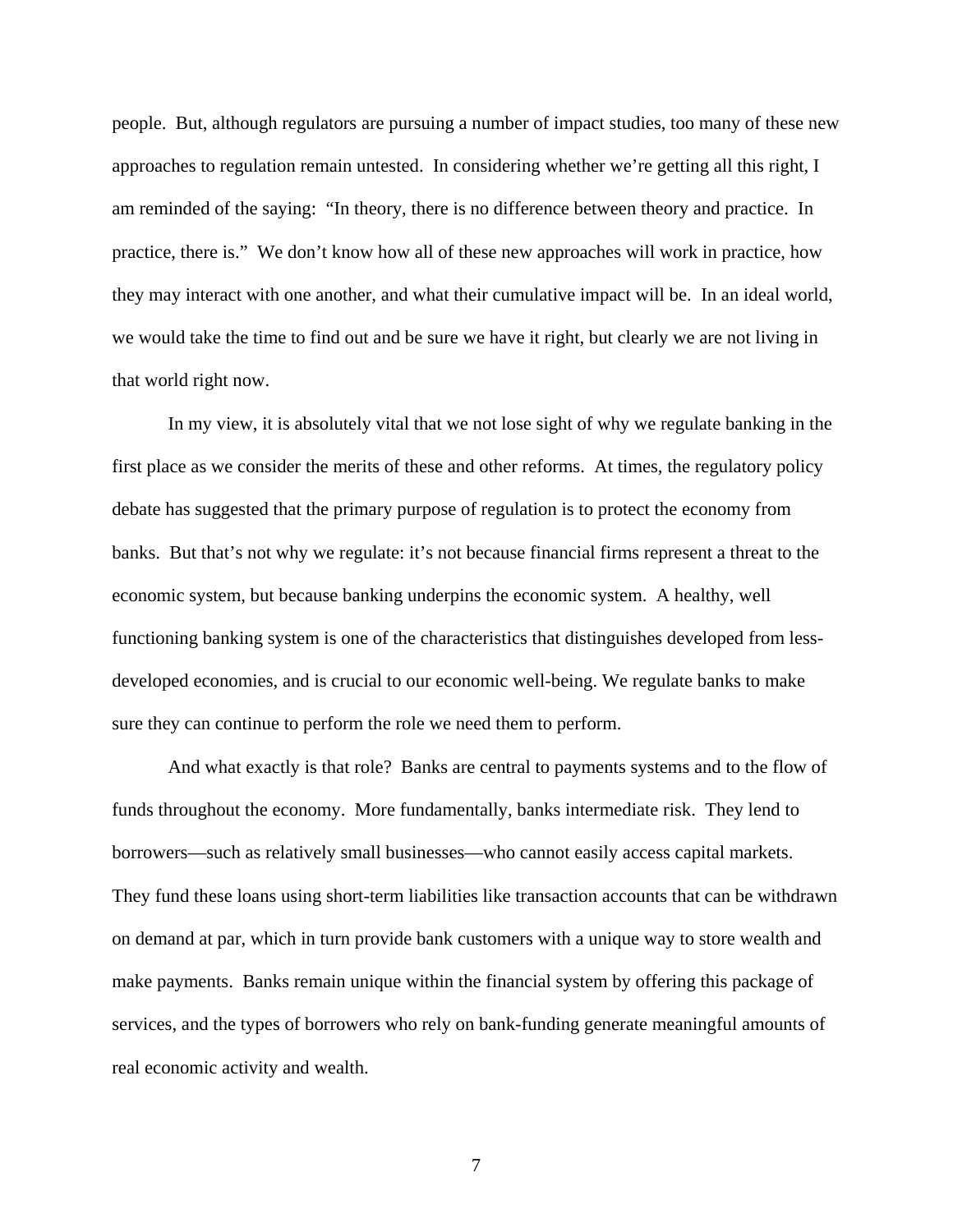people. But, although regulators are pursuing a number of impact studies, too many of these new approaches to regulation remain untested. In considering whether we're getting all this right, I am reminded of the saying: "In theory, there is no difference between theory and practice. In practice, there is." We don't know how all of these new approaches will work in practice, how they may interact with one another, and what their cumulative impact will be. In an ideal world, we would take the time to find out and be sure we have it right, but clearly we are not living in that world right now.

In my view, it is absolutely vital that we not lose sight of why we regulate banking in the first place as we consider the merits of these and other reforms. At times, the regulatory policy debate has suggested that the primary purpose of regulation is to protect the economy from banks. But that's not why we regulate: it's not because financial firms represent a threat to the economic system, but because banking underpins the economic system. A healthy, well functioning banking system is one of the characteristics that distinguishes developed from less-developed economies, and is crucial to our economic well-being. We regulate banks to make sure they can continue to perform the role we need them to perform.

And what exactly is that role? Banks are central to payments systems and to the flow of funds throughout the economy. More fundamentally, banks intermediate risk. They lend to borrowers—such as relatively small businesses—who cannot easily access capital markets. They fund these loans using short-term liabilities like transaction accounts that can be withdrawn on demand at par, which in turn provide bank customers with a unique way to store wealth and make payments. Banks remain unique within the financial system by offering this package of services, and the types of borrowers who rely on bank-funding generate meaningful amounts of real economic activity and wealth.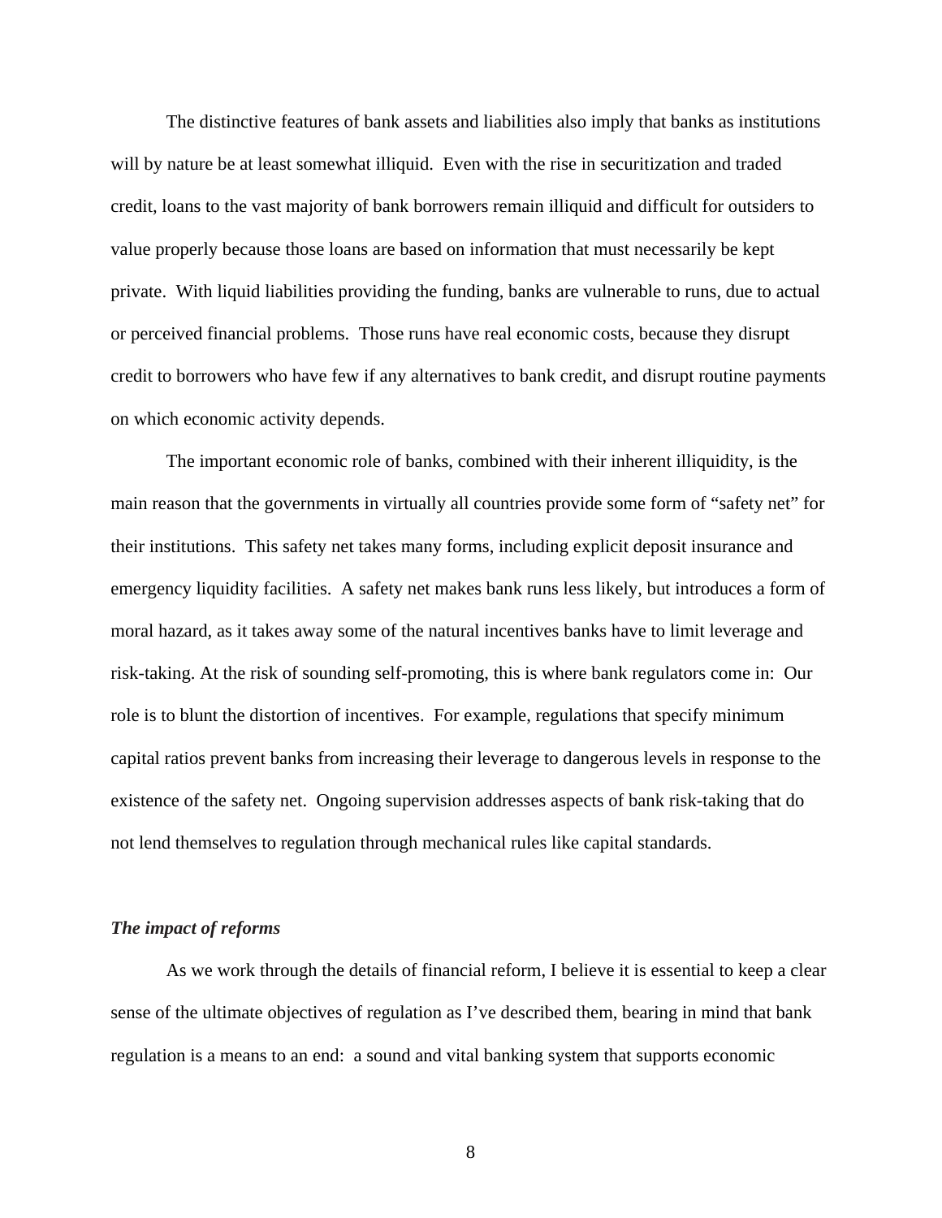The distinctive features of bank assets and liabilities also imply that banks as institutions will by nature be at least somewhat illiquid. Even with the rise in securitization and traded credit, loans to the vast majority of bank borrowers remain illiquid and difficult for outsiders to value properly because those loans are based on information that must necessarily be kept private. With liquid liabilities providing the funding, banks are vulnerable to runs, due to actual or perceived financial problems. Those runs have real economic costs, because they disrupt credit to borrowers who have few if any alternatives to bank credit, and disrupt routine payments on which economic activity depends.

The important economic role of banks, combined with their inherent illiquidity, is the main reason that the governments in virtually all countries provide some form of "safety net" for their institutions. This safety net takes many forms, including explicit deposit insurance and emergency liquidity facilities. A safety net makes bank runs less likely, but introduces a form of moral hazard, as it takes away some of the natural incentives banks have to limit leverage and risk-taking. At the risk of sounding self-promoting, this is where bank regulators come in: Our role is to blunt the distortion of incentives. For example, regulations that specify minimum capital ratios prevent banks from increasing their leverage to dangerous levels in response to the existence of the safety net. Ongoing supervision addresses aspects of bank risk-taking that do not lend themselves to regulation through mechanical rules like capital standards.

***The impact of reforms***

As we work through the details of financial reform, I believe it is essential to keep a clear sense of the ultimate objectives of regulation as I've described them, bearing in mind that bank regulation is a means to an end: a sound and vital banking system that supports economic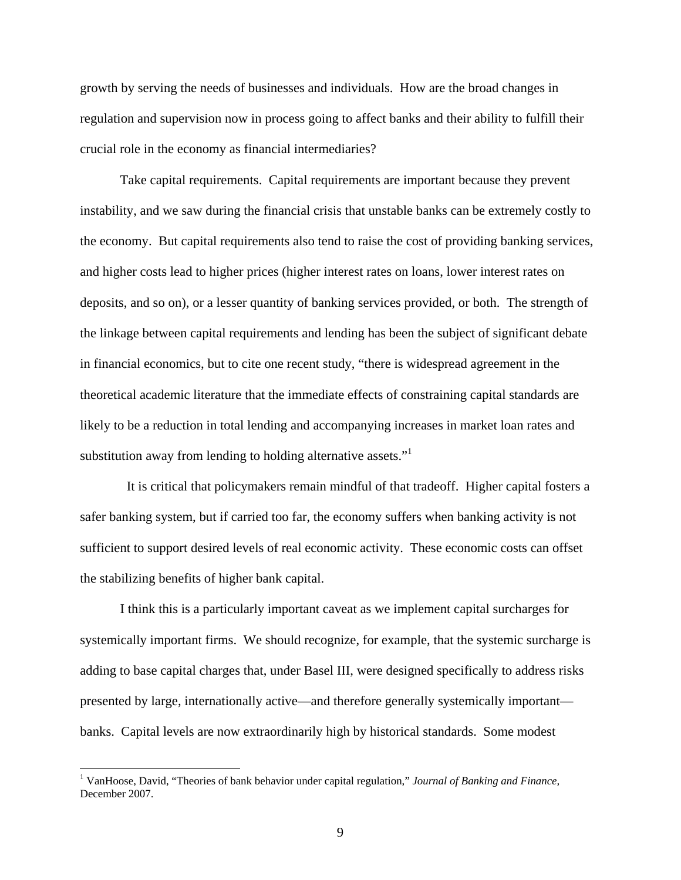growth by serving the needs of businesses and individuals. How are the broad changes in regulation and supervision now in process going to affect banks and their ability to fulfill their crucial role in the economy as financial intermediaries?

Take capital requirements. Capital requirements are important because they prevent instability, and we saw during the financial crisis that unstable banks can be extremely costly to the economy. But capital requirements also tend to raise the cost of providing banking services, and higher costs lead to higher prices (higher interest rates on loans, lower interest rates on deposits, and so on), or a lesser quantity of banking services provided, or both. The strength of the linkage between capital requirements and lending has been the subject of significant debate in financial economics, but to cite one recent study, "there is widespread agreement in the theoretical academic literature that the immediate effects of constraining capital standards are likely to be a reduction in total lending and accompanying increases in market loan rates and substitution away from lending to holding alternative assets."[1]

It is critical that policymakers remain mindful of that tradeoff. Higher capital fosters a safer banking system, but if carried too far, the economy suffers when banking activity is not sufficient to support desired levels of real economic activity. These economic costs can offset the stabilizing benefits of higher bank capital.

I think this is a particularly important caveat as we implement capital surcharges for systemically important firms. We should recognize, for example, that the systemic surcharge is adding to base capital charges that, under Basel III, were designed specifically to address risks presented by large, internationally active—and therefore generally systemically important—banks. Capital levels are now extraordinarily high by historical standards. Some modest

[1] VanHoose, David, "Theories of bank behavior under capital regulation," *Journal of Banking and Finance*, December 2007.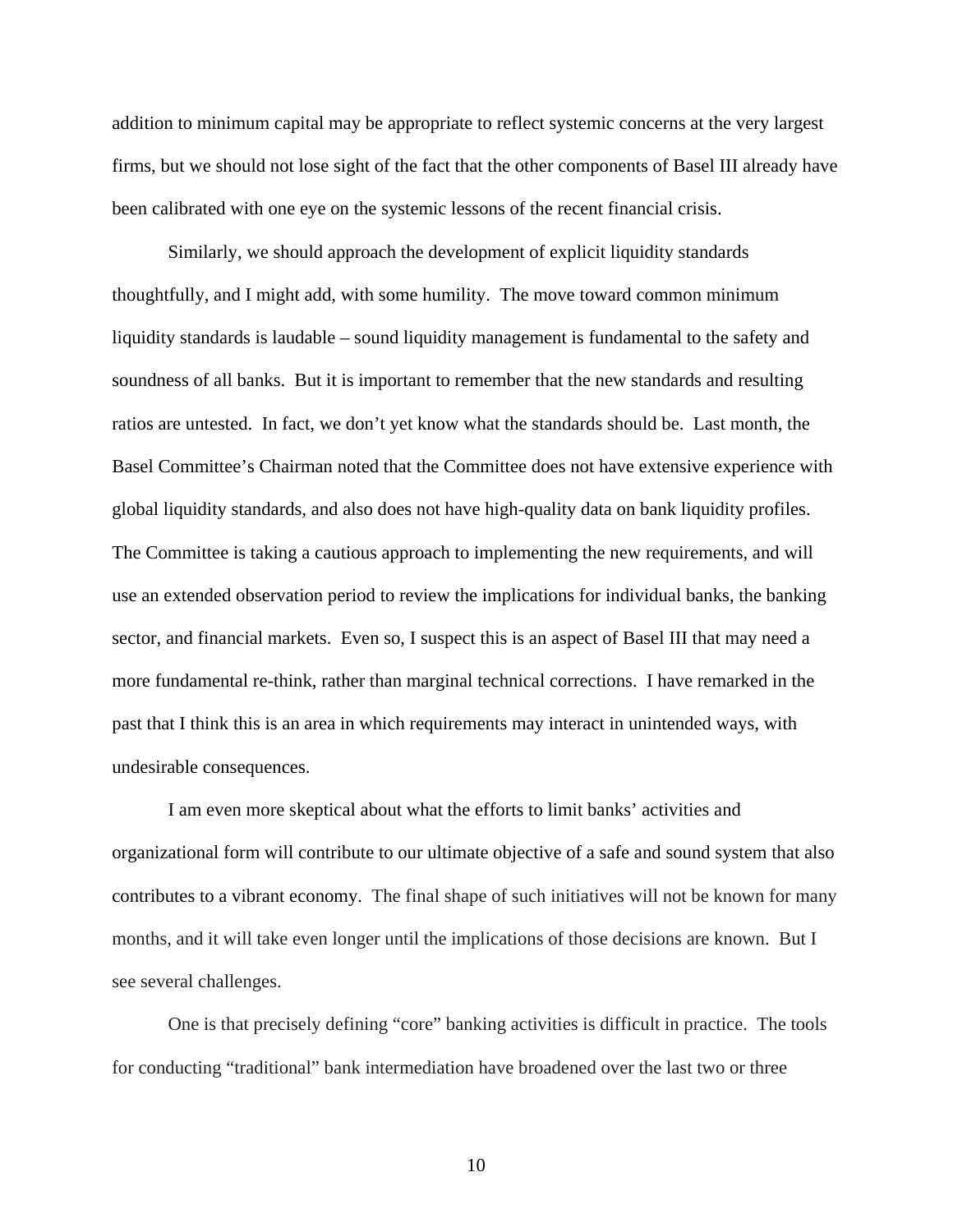addition to minimum capital may be appropriate to reflect systemic concerns at the very largest firms, but we should not lose sight of the fact that the other components of Basel III already have been calibrated with one eye on the systemic lessons of the recent financial crisis.

Similarly, we should approach the development of explicit liquidity standards thoughtfully, and I might add, with some humility. The move toward common minimum liquidity standards is laudable – sound liquidity management is fundamental to the safety and soundness of all banks. But it is important to remember that the new standards and resulting ratios are untested. In fact, we don't yet know what the standards should be. Last month, the Basel Committee's Chairman noted that the Committee does not have extensive experience with global liquidity standards, and also does not have high-quality data on bank liquidity profiles. The Committee is taking a cautious approach to implementing the new requirements, and will use an extended observation period to review the implications for individual banks, the banking sector, and financial markets. Even so, I suspect this is an aspect of Basel III that may need a more fundamental re-think, rather than marginal technical corrections. I have remarked in the past that I think this is an area in which requirements may interact in unintended ways, with undesirable consequences.

I am even more skeptical about what the efforts to limit banks' activities and organizational form will contribute to our ultimate objective of a safe and sound system that also contributes to a vibrant economy. The final shape of such initiatives will not be known for many months, and it will take even longer until the implications of those decisions are known. But I see several challenges.

One is that precisely defining "core" banking activities is difficult in practice. The tools for conducting "traditional" bank intermediation have broadened over the last two or three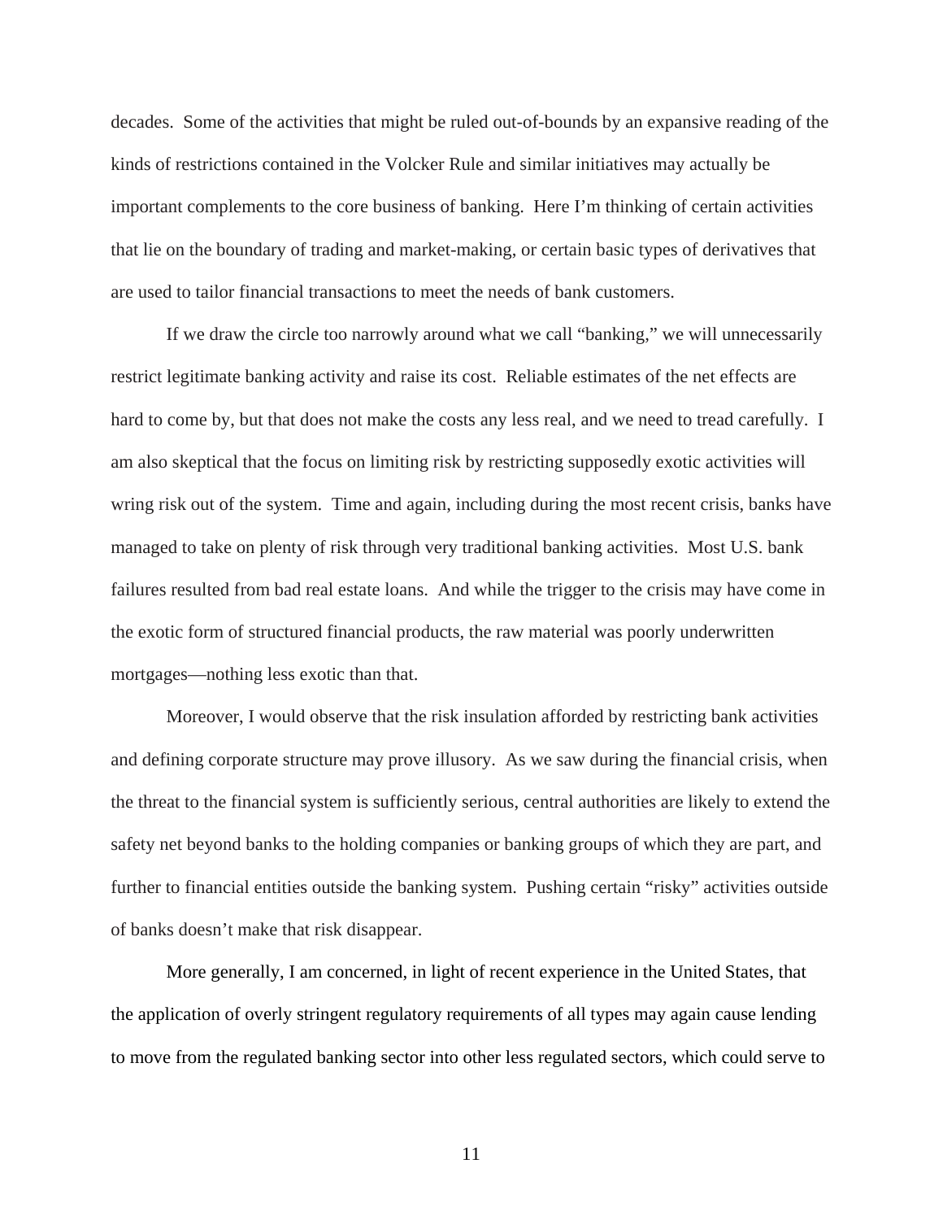decades. Some of the activities that might be ruled out-of-bounds by an expansive reading of the kinds of restrictions contained in the Volcker Rule and similar initiatives may actually be important complements to the core business of banking. Here I'm thinking of certain activities that lie on the boundary of trading and market-making, or certain basic types of derivatives that are used to tailor financial transactions to meet the needs of bank customers.

If we draw the circle too narrowly around what we call "banking," we will unnecessarily restrict legitimate banking activity and raise its cost. Reliable estimates of the net effects are hard to come by, but that does not make the costs any less real, and we need to tread carefully. I am also skeptical that the focus on limiting risk by restricting supposedly exotic activities will wring risk out of the system. Time and again, including during the most recent crisis, banks have managed to take on plenty of risk through very traditional banking activities. Most U.S. bank failures resulted from bad real estate loans. And while the trigger to the crisis may have come in the exotic form of structured financial products, the raw material was poorly underwritten mortgages—nothing less exotic than that.

Moreover, I would observe that the risk insulation afforded by restricting bank activities and defining corporate structure may prove illusory. As we saw during the financial crisis, when the threat to the financial system is sufficiently serious, central authorities are likely to extend the safety net beyond banks to the holding companies or banking groups of which they are part, and further to financial entities outside the banking system. Pushing certain "risky" activities outside of banks doesn't make that risk disappear.

More generally, I am concerned, in light of recent experience in the United States, that the application of overly stringent regulatory requirements of all types may again cause lending to move from the regulated banking sector into other less regulated sectors, which could serve to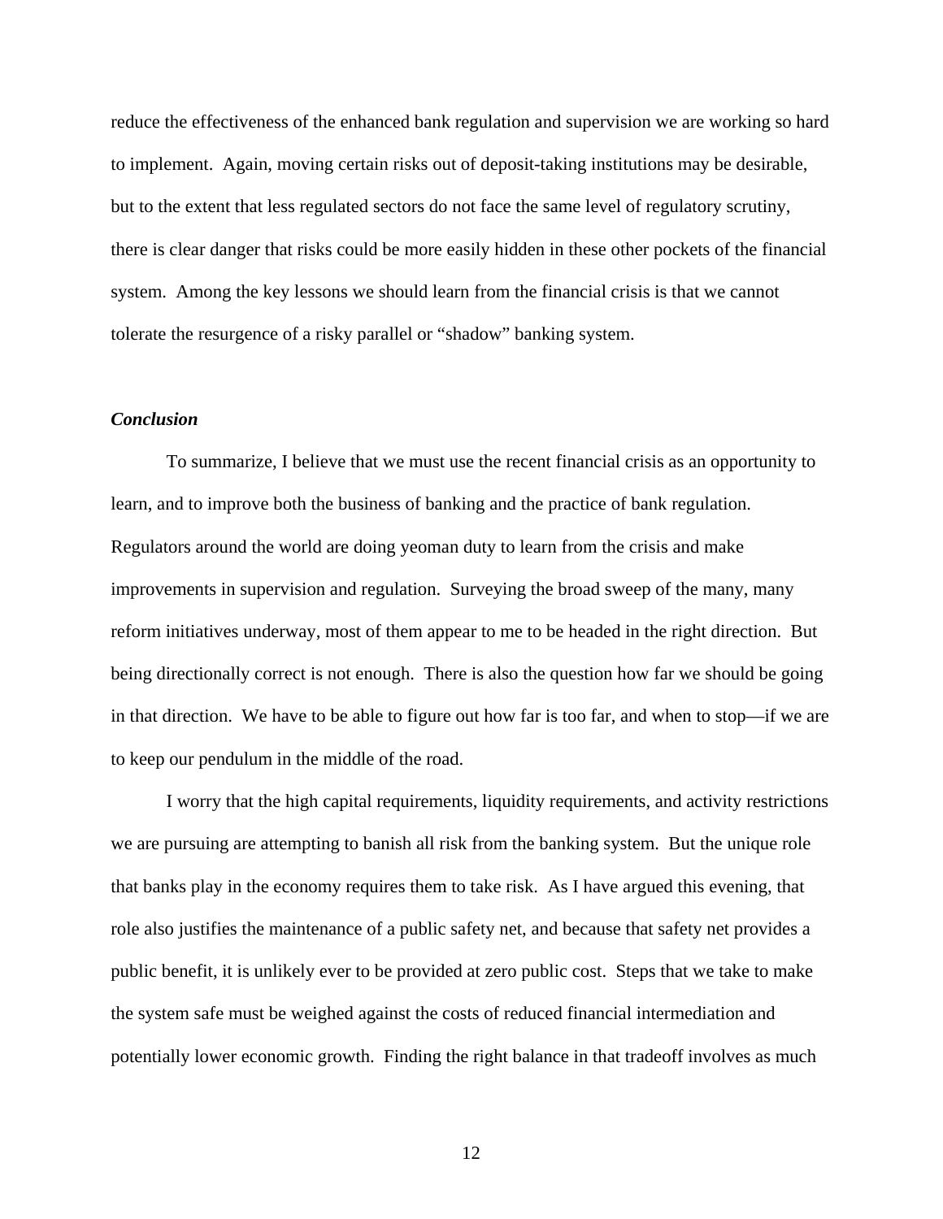reduce the effectiveness of the enhanced bank regulation and supervision we are working so hard to implement. Again, moving certain risks out of deposit-taking institutions may be desirable, but to the extent that less regulated sectors do not face the same level of regulatory scrutiny, there is clear danger that risks could be more easily hidden in these other pockets of the financial system. Among the key lessons we should learn from the financial crisis is that we cannot tolerate the resurgence of a risky parallel or "shadow" banking system.

### *Conclusion*

To summarize, I believe that we must use the recent financial crisis as an opportunity to learn, and to improve both the business of banking and the practice of bank regulation. Regulators around the world are doing yeoman duty to learn from the crisis and make improvements in supervision and regulation. Surveying the broad sweep of the many, many reform initiatives underway, most of them appear to me to be headed in the right direction. But being directionally correct is not enough. There is also the question how far we should be going in that direction. We have to be able to figure out how far is too far, and when to stop—if we are to keep our pendulum in the middle of the road.

I worry that the high capital requirements, liquidity requirements, and activity restrictions we are pursuing are attempting to banish all risk from the banking system. But the unique role that banks play in the economy requires them to take risk. As I have argued this evening, that role also justifies the maintenance of a public safety net, and because that safety net provides a public benefit, it is unlikely ever to be provided at zero public cost. Steps that we take to make the system safe must be weighed against the costs of reduced financial intermediation and potentially lower economic growth. Finding the right balance in that tradeoff involves as much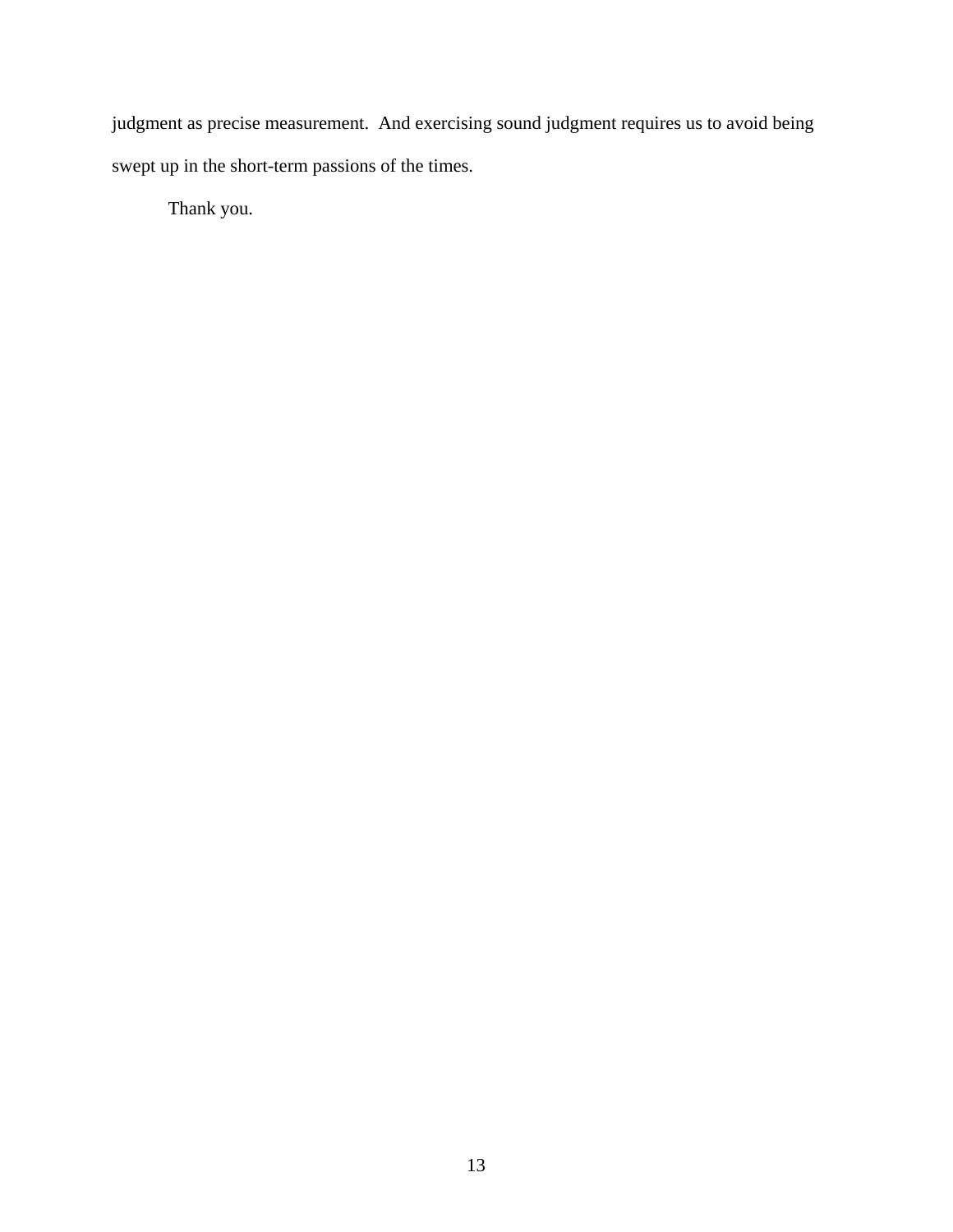judgment as precise measurement. And exercising sound judgment requires us to avoid being swept up in the short-term passions of the times.

Thank you.